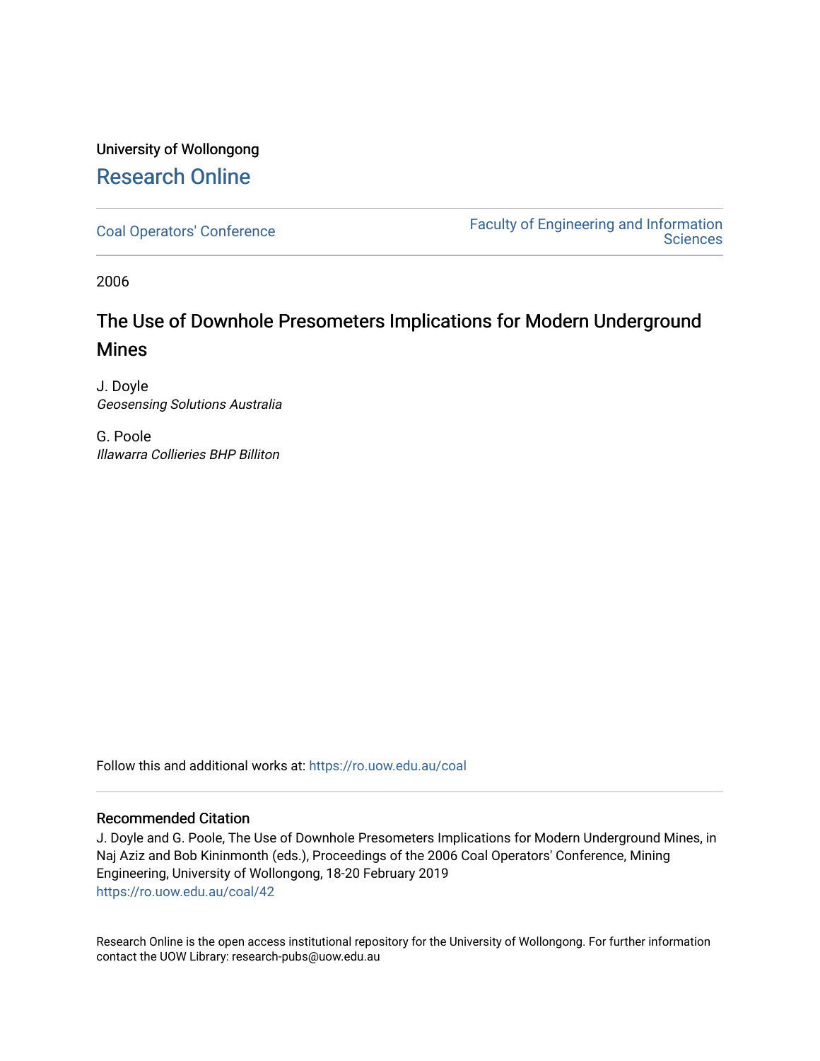University of Wollongong

## Research Online

Coal Operators' Conference | Faculty of Engineering and Information Sciences

2006

# The Use of Downhole Presometers Implications for Modern Underground Mines

J. Doyle
*Geosensing Solutions Australia*

G. Poole
*Illawarra Collieries BHP Billiton*

Follow this and additional works at: https://ro.uow.edu.au/coal

### Recommended Citation

J. Doyle and G. Poole, The Use of Downhole Presometers Implications for Modern Underground Mines, in Naj Aziz and Bob Kininmonth (eds.), Proceedings of the 2006 Coal Operators' Conference, Mining Engineering, University of Wollongong, 18-20 February 2019
https://ro.uow.edu.au/coal/42

Research Online is the open access institutional repository for the University of Wollongong. For further information contact the UOW Library: research-pubs@uow.edu.au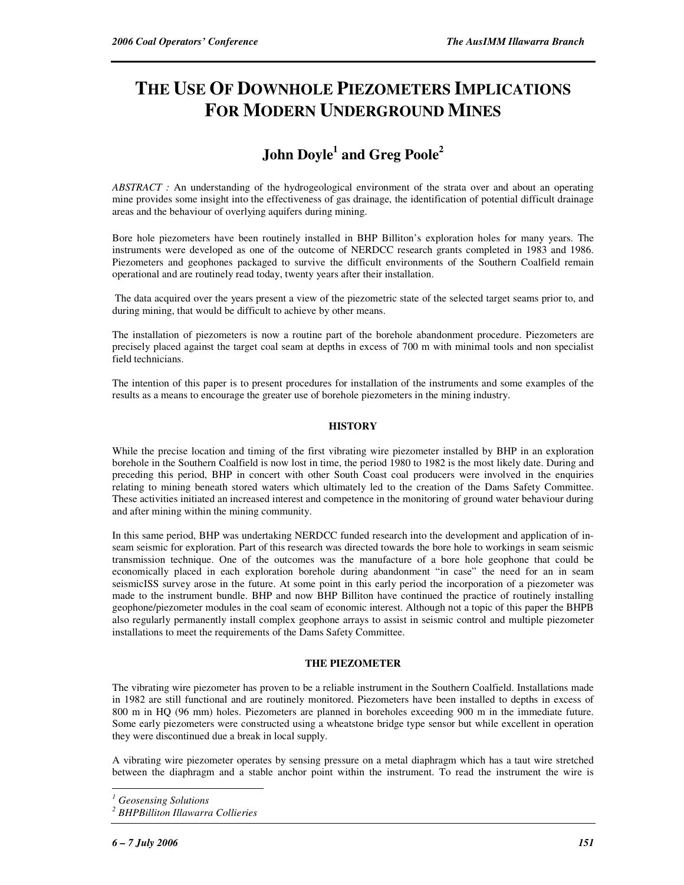# THE USE OF DOWNHOLE PIEZOMETERS IMPLICATIONS FOR MODERN UNDERGROUND MINES

## John Doyle[1] and Greg Poole[2]

*ABSTRACT :* An understanding of the hydrogeological environment of the strata over and about an operating mine provides some insight into the effectiveness of gas drainage, the identification of potential difficult drainage areas and the behaviour of overlying aquifers during mining.

Bore hole piezometers have been routinely installed in BHP Billiton's exploration holes for many years. The instruments were developed as one of the outcome of NERDCC research grants completed in 1983 and 1986. Piezometers and geophones packaged to survive the difficult environments of the Southern Coalfield remain operational and are routinely read today, twenty years after their installation.

The data acquired over the years present a view of the piezometric state of the selected target seams prior to, and during mining, that would be difficult to achieve by other means.

The installation of piezometers is now a routine part of the borehole abandonment procedure. Piezometers are precisely placed against the target coal seam at depths in excess of 700 m with minimal tools and non specialist field technicians.

The intention of this paper is to present procedures for installation of the instruments and some examples of the results as a means to encourage the greater use of borehole piezometers in the mining industry.

### HISTORY

While the precise location and timing of the first vibrating wire piezometer installed by BHP in an exploration borehole in the Southern Coalfield is now lost in time, the period 1980 to 1982 is the most likely date. During and preceding this period, BHP in concert with other South Coast coal producers were involved in the enquiries relating to mining beneath stored waters which ultimately led to the creation of the Dams Safety Committee. These activities initiated an increased interest and competence in the monitoring of ground water behaviour during and after mining within the mining community.

In this same period, BHP was undertaking NERDCC funded research into the development and application of in-seam seismic for exploration. Part of this research was directed towards the bore hole to workings in seam seismic transmission technique. One of the outcomes was the manufacture of a bore hole geophone that could be economically placed in each exploration borehole during abandonment "in case" the need for an in seam seismicISS survey arose in the future. At some point in this early period the incorporation of a piezometer was made to the instrument bundle. BHP and now BHP Billiton have continued the practice of routinely installing geophone/piezometer modules in the coal seam of economic interest. Although not a topic of this paper the BHPB also regularly permanently install complex geophone arrays to assist in seismic control and multiple piezometer installations to meet the requirements of the Dams Safety Committee.

### THE PIEZOMETER

The vibrating wire piezometer has proven to be a reliable instrument in the Southern Coalfield. Installations made in 1982 are still functional and are routinely monitored. Piezometers have been installed to depths in excess of 800 m in HQ (96 mm) holes. Piezometers are planned in boreholes exceeding 900 m in the immediate future. Some early piezometers were constructed using a wheatstone bridge type sensor but while excellent in operation they were discontinued due a break in local supply.

A vibrating wire piezometer operates by sensing pressure on a metal diaphragm which has a taut wire stretched between the diaphragm and a stable anchor point within the instrument. To read the instrument the wire is

---

[1] *Geosensing Solutions*

[2] *BHPBilliton Illawarra Collieries*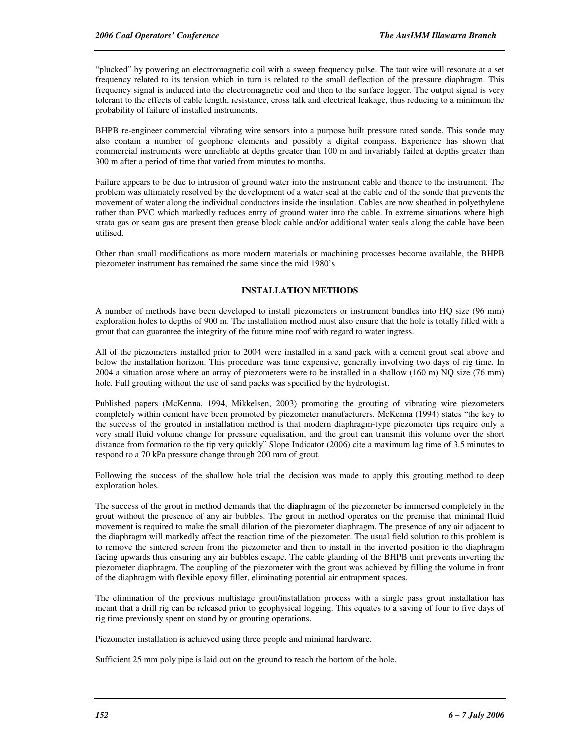"plucked" by powering an electromagnetic coil with a sweep frequency pulse. The taut wire will resonate at a set frequency related to its tension which in turn is related to the small deflection of the pressure diaphragm. This frequency signal is induced into the electromagnetic coil and then to the surface logger. The output signal is very tolerant to the effects of cable length, resistance, cross talk and electrical leakage, thus reducing to a minimum the probability of failure of installed instruments.

BHPB re-engineer commercial vibrating wire sensors into a purpose built pressure rated sonde. This sonde may also contain a number of geophone elements and possibly a digital compass. Experience has shown that commercial instruments were unreliable at depths greater than 100 m and invariably failed at depths greater than 300 m after a period of time that varied from minutes to months.

Failure appears to be due to intrusion of ground water into the instrument cable and thence to the instrument. The problem was ultimately resolved by the development of a water seal at the cable end of the sonde that prevents the movement of water along the individual conductors inside the insulation. Cables are now sheathed in polyethylene rather than PVC which markedly reduces entry of ground water into the cable. In extreme situations where high strata gas or seam gas are present then grease block cable and/or additional water seals along the cable have been utilised.

Other than small modifications as more modern materials or machining processes become available, the BHPB piezometer instrument has remained the same since the mid 1980's

## INSTALLATION METHODS

A number of methods have been developed to install piezometers or instrument bundles into HQ size (96 mm) exploration holes to depths of 900 m. The installation method must also ensure that the hole is totally filled with a grout that can guarantee the integrity of the future mine roof with regard to water ingress.

All of the piezometers installed prior to 2004 were installed in a sand pack with a cement grout seal above and below the installation horizon. This procedure was time expensive, generally involving two days of rig time. In 2004 a situation arose where an array of piezometers were to be installed in a shallow (160 m) NQ size (76 mm) hole. Full grouting without the use of sand packs was specified by the hydrologist.

Published papers (McKenna, 1994, Mikkelsen, 2003) promoting the grouting of vibrating wire piezometers completely within cement have been promoted by piezometer manufacturers. McKenna (1994) states "the key to the success of the grouted in installation method is that modern diaphragm-type piezometer tips require only a very small fluid volume change for pressure equalisation, and the grout can transmit this volume over the short distance from formation to the tip very quickly" Slope Indicator (2006) cite a maximum lag time of 3.5 minutes to respond to a 70 kPa pressure change through 200 mm of grout.

Following the success of the shallow hole trial the decision was made to apply this grouting method to deep exploration holes.

The success of the grout in method demands that the diaphragm of the piezometer be immersed completely in the grout without the presence of any air bubbles. The grout in method operates on the premise that minimal fluid movement is required to make the small dilation of the piezometer diaphragm. The presence of any air adjacent to the diaphragm will markedly affect the reaction time of the piezometer. The usual field solution to this problem is to remove the sintered screen from the piezometer and then to install in the inverted position ie the diaphragm facing upwards thus ensuring any air bubbles escape. The cable glanding of the BHPB unit prevents inverting the piezometer diaphragm. The coupling of the piezometer with the grout was achieved by filling the volume in front of the diaphragm with flexible epoxy filler, eliminating potential air entrapment spaces.

The elimination of the previous multistage grout/installation process with a single pass grout installation has meant that a drill rig can be released prior to geophysical logging. This equates to a saving of four to five days of rig time previously spent on stand by or grouting operations.

Piezometer installation is achieved using three people and minimal hardware.

Sufficient 25 mm poly pipe is laid out on the ground to reach the bottom of the hole.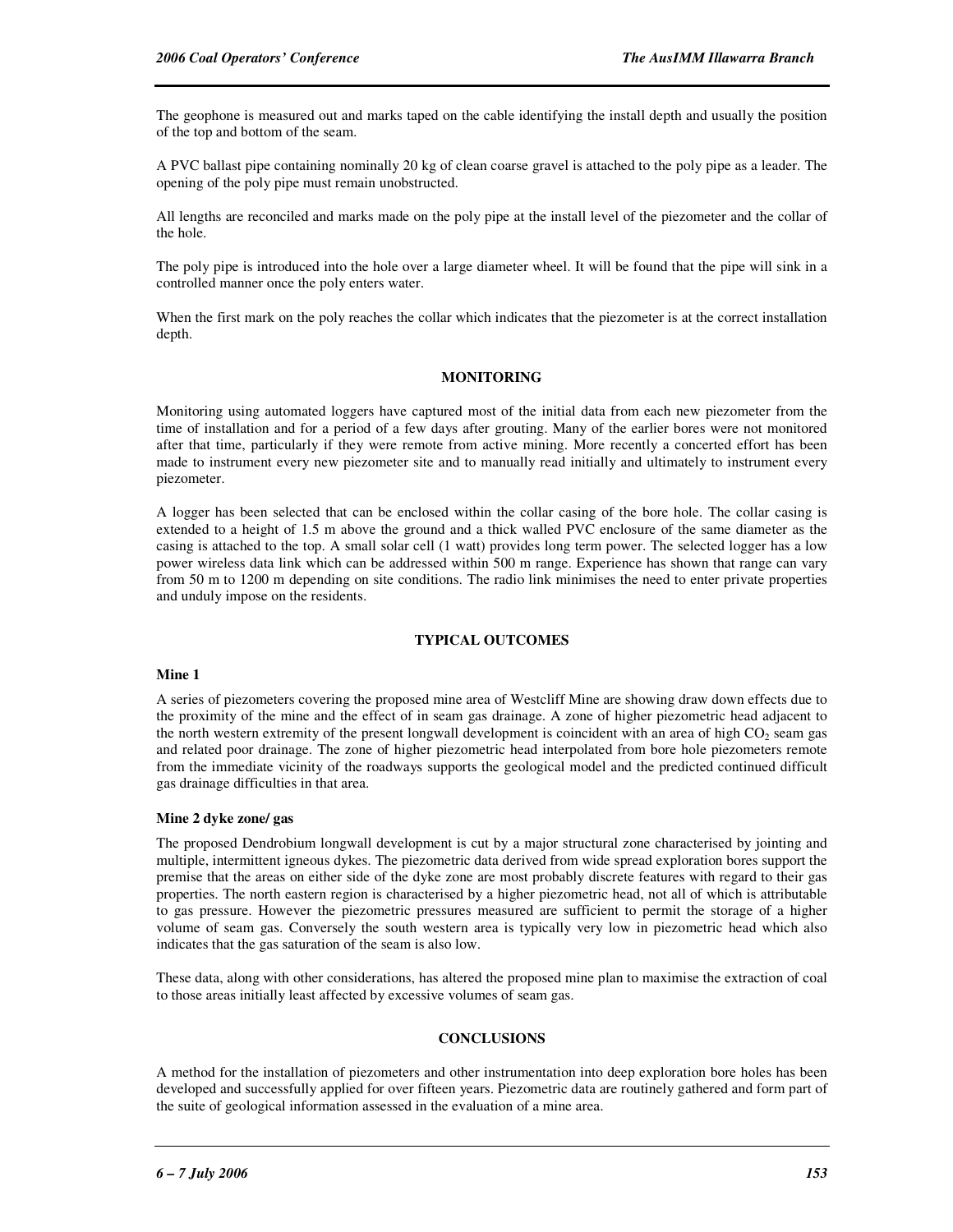The geophone is measured out and marks taped on the cable identifying the install depth and usually the position of the top and bottom of the seam.

A PVC ballast pipe containing nominally 20 kg of clean coarse gravel is attached to the poly pipe as a leader. The opening of the poly pipe must remain unobstructed.

All lengths are reconciled and marks made on the poly pipe at the install level of the piezometer and the collar of the hole.

The poly pipe is introduced into the hole over a large diameter wheel. It will be found that the pipe will sink in a controlled manner once the poly enters water.

When the first mark on the poly reaches the collar which indicates that the piezometer is at the correct installation depth.

## MONITORING

Monitoring using automated loggers have captured most of the initial data from each new piezometer from the time of installation and for a period of a few days after grouting. Many of the earlier bores were not monitored after that time, particularly if they were remote from active mining. More recently a concerted effort has been made to instrument every new piezometer site and to manually read initially and ultimately to instrument every piezometer.

A logger has been selected that can be enclosed within the collar casing of the bore hole. The collar casing is extended to a height of 1.5 m above the ground and a thick walled PVC enclosure of the same diameter as the casing is attached to the top. A small solar cell (1 watt) provides long term power. The selected logger has a low power wireless data link which can be addressed within 500 m range. Experience has shown that range can vary from 50 m to 1200 m depending on site conditions. The radio link minimises the need to enter private properties and unduly impose on the residents.

## TYPICAL OUTCOMES

### Mine 1

A series of piezometers covering the proposed mine area of Westcliff Mine are showing draw down effects due to the proximity of the mine and the effect of in seam gas drainage. A zone of higher piezometric head adjacent to the north western extremity of the present longwall development is coincident with an area of high $CO_2$ seam gas and related poor drainage. The zone of higher piezometric head interpolated from bore hole piezometers remote from the immediate vicinity of the roadways supports the geological model and the predicted continued difficult gas drainage difficulties in that area.

### Mine 2 dyke zone/ gas

The proposed Dendrobium longwall development is cut by a major structural zone characterised by jointing and multiple, intermittent igneous dykes. The piezometric data derived from wide spread exploration bores support the premise that the areas on either side of the dyke zone are most probably discrete features with regard to their gas properties. The north eastern region is characterised by a higher piezometric head, not all of which is attributable to gas pressure. However the piezometric pressures measured are sufficient to permit the storage of a higher volume of seam gas. Conversely the south western area is typically very low in piezometric head which also indicates that the gas saturation of the seam is also low.

These data, along with other considerations, has altered the proposed mine plan to maximise the extraction of coal to those areas initially least affected by excessive volumes of seam gas.

## CONCLUSIONS

A method for the installation of piezometers and other instrumentation into deep exploration bore holes has been developed and successfully applied for over fifteen years. Piezometric data are routinely gathered and form part of the suite of geological information assessed in the evaluation of a mine area.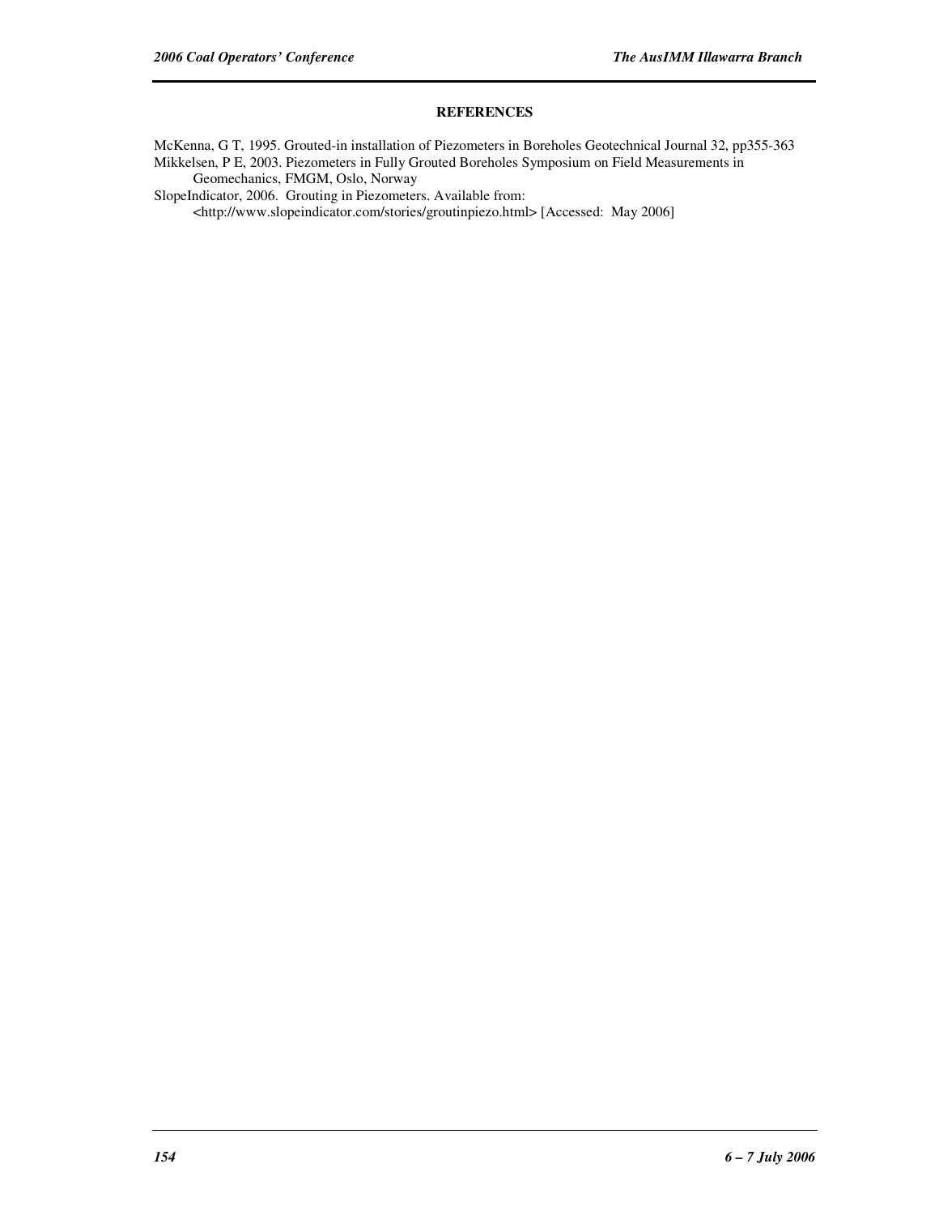## REFERENCES

McKenna, G T, 1995. Grouted-in installation of Piezometers in Boreholes Geotechnical Journal 32, pp355-363

Mikkelsen, P E, 2003. Piezometers in Fully Grouted Boreholes Symposium on Field Measurements in Geomechanics, FMGM, Oslo, Norway

SlopeIndicator, 2006. Grouting in Piezometers. Available from: <http://www.slopeindicator.com/stories/groutinpiezo.html> [Accessed: May 2006]